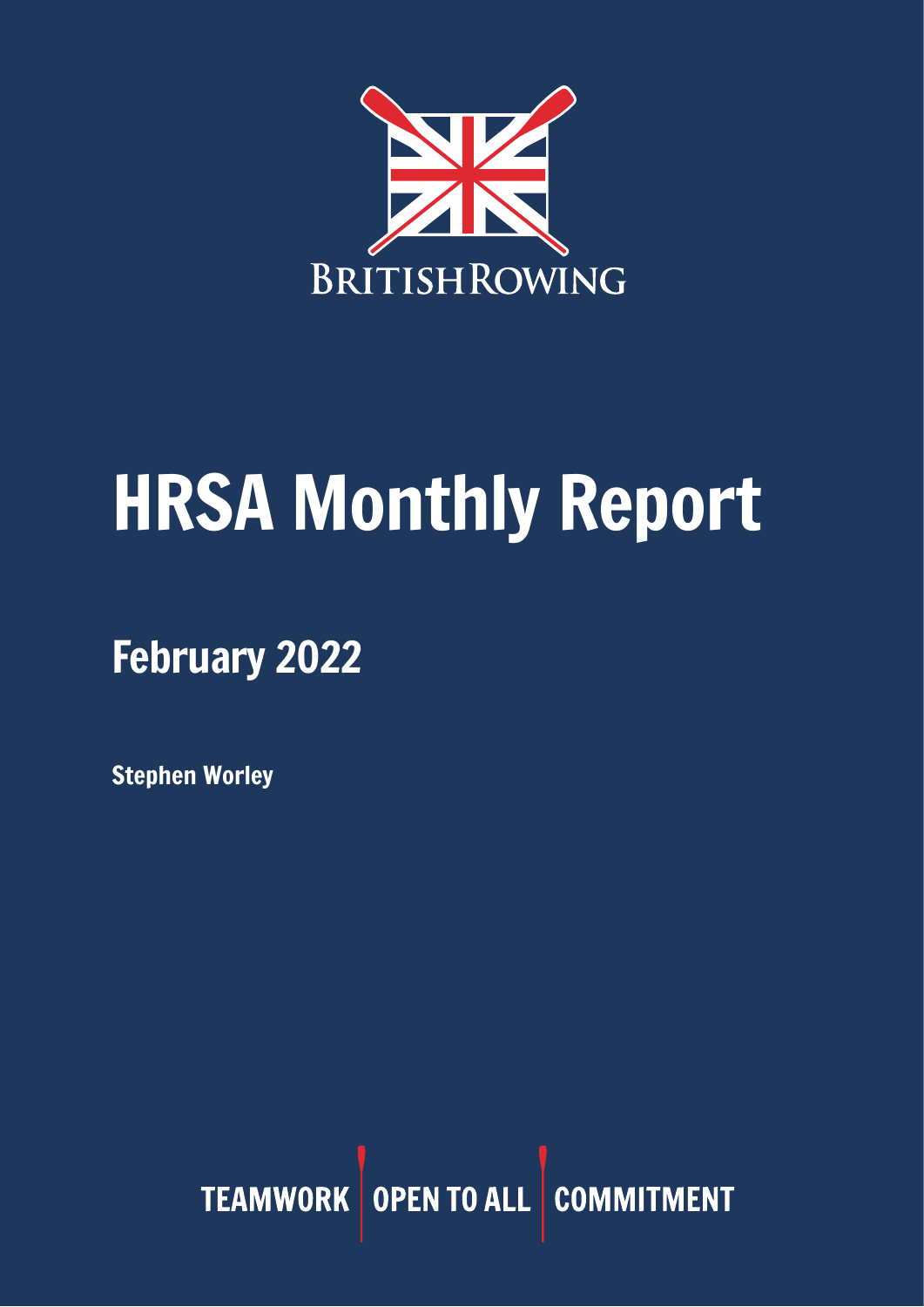BRITISHROWING

# HRSA Monthly Report

## February 2022

**Stephen Worley**

TEAMWORK | OPEN TO ALL | COMMITMENT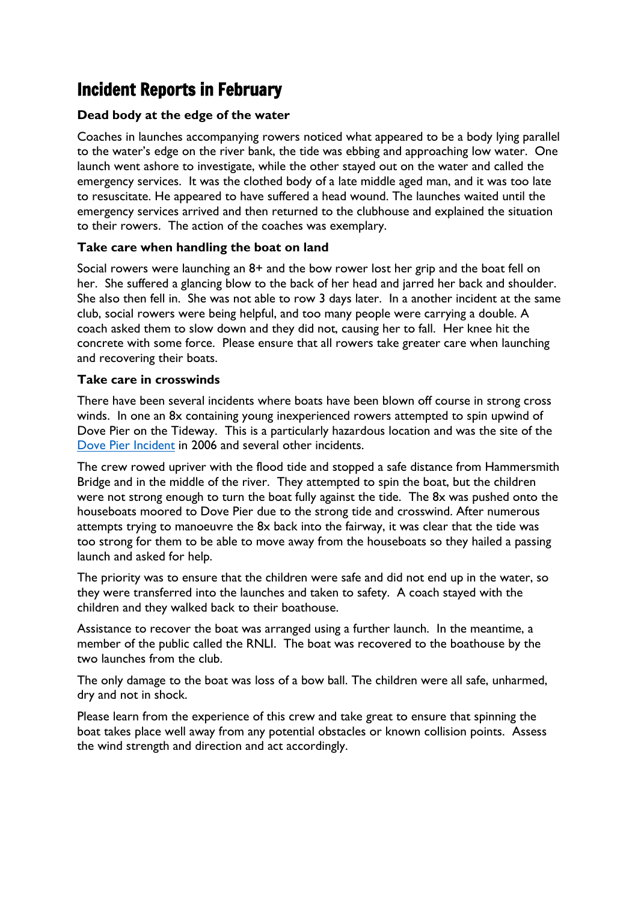# Incident Reports in February

### Dead body at the edge of the water

Coaches in launches accompanying rowers noticed what appeared to be a body lying parallel to the water's edge on the river bank, the tide was ebbing and approaching low water. One launch went ashore to investigate, while the other stayed out on the water and called the emergency services. It was the clothed body of a late middle aged man, and it was too late to resuscitate. He appeared to have suffered a head wound. The launches waited until the emergency services arrived and then returned to the clubhouse and explained the situation to their rowers. The action of the coaches was exemplary.

### Take care when handling the boat on land

Social rowers were launching an 8+ and the bow rower lost her grip and the boat fell on her. She suffered a glancing blow to the back of her head and jarred her back and shoulder. She also then fell in. She was not able to row 3 days later. In a another incident at the same club, social rowers were being helpful, and too many people were carrying a double. A coach asked them to slow down and they did not, causing her to fall. Her knee hit the concrete with some force. Please ensure that all rowers take greater care when launching and recovering their boats.

### Take care in crosswinds

There have been several incidents where boats have been blown off course in strong cross winds. In one an 8x containing young inexperienced rowers attempted to spin upwind of Dove Pier on the Tideway. This is a particularly hazardous location and was the site of the [Dove Pier Incident] in 2006 and several other incidents.

The crew rowed upriver with the flood tide and stopped a safe distance from Hammersmith Bridge and in the middle of the river. They attempted to spin the boat, but the children were not strong enough to turn the boat fully against the tide. The 8x was pushed onto the houseboats moored to Dove Pier due to the strong tide and crosswind. After numerous attempts trying to manoeuvre the 8x back into the fairway, it was clear that the tide was too strong for them to be able to move away from the houseboats so they hailed a passing launch and asked for help.

The priority was to ensure that the children were safe and did not end up in the water, so they were transferred into the launches and taken to safety. A coach stayed with the children and they walked back to their boathouse.

Assistance to recover the boat was arranged using a further launch. In the meantime, a member of the public called the RNLI. The boat was recovered to the boathouse by the two launches from the club.

The only damage to the boat was loss of a bow ball. The children were all safe, unharmed, dry and not in shock.

Please learn from the experience of this crew and take great to ensure that spinning the boat takes place well away from any potential obstacles or known collision points. Assess the wind strength and direction and act accordingly.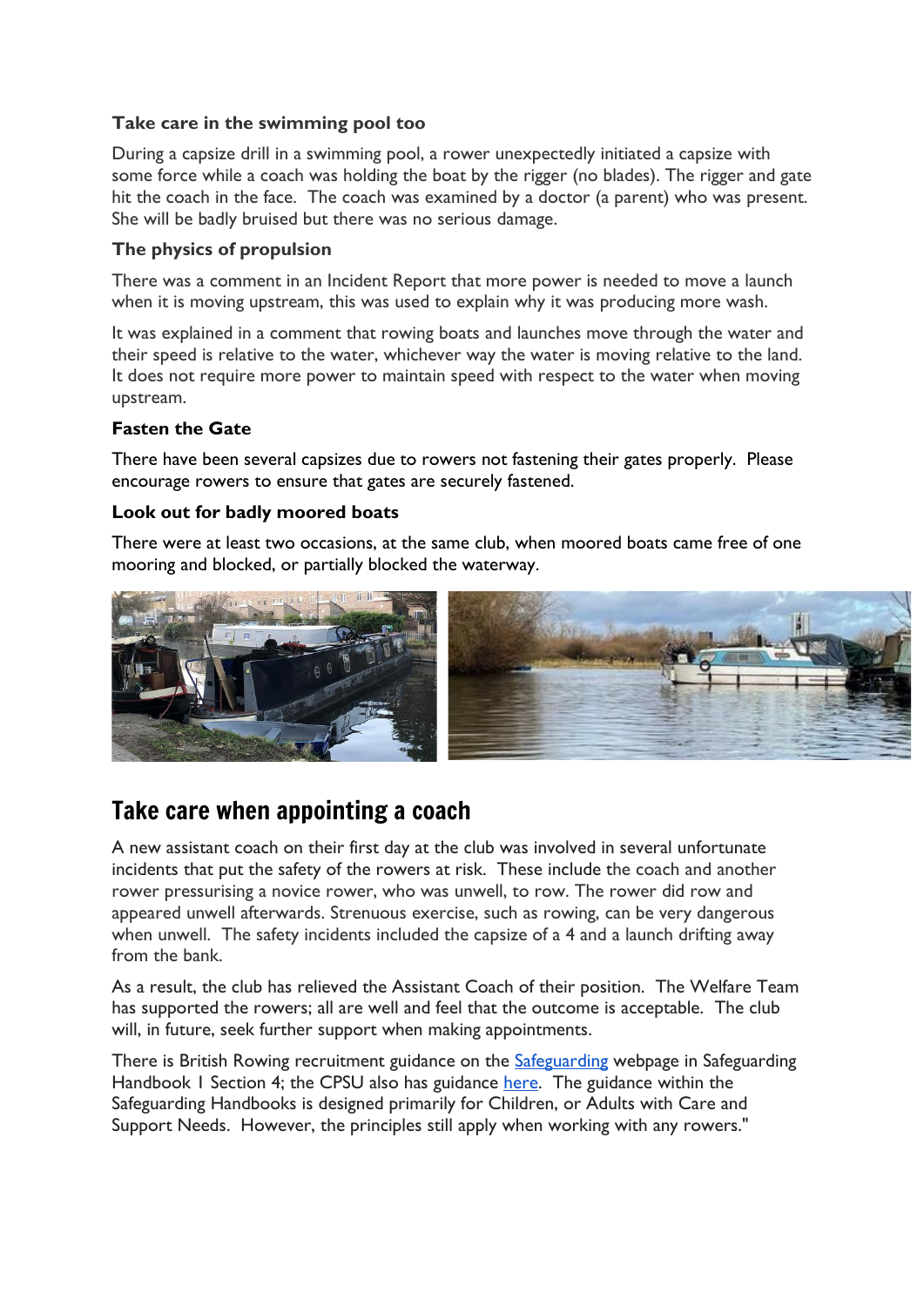### Take care in the swimming pool too

During a capsize drill in a swimming pool, a rower unexpectedly initiated a capsize with some force while a coach was holding the boat by the rigger (no blades). The rigger and gate hit the coach in the face. The coach was examined by a doctor (a parent) who was present. She will be badly bruised but there was no serious damage.

### The physics of propulsion

There was a comment in an Incident Report that more power is needed to move a launch when it is moving upstream, this was used to explain why it was producing more wash.

It was explained in a comment that rowing boats and launches move through the water and their speed is relative to the water, whichever way the water is moving relative to the land. It does not require more power to maintain speed with respect to the water when moving upstream.

### Fasten the Gate

There have been several capsizes due to rowers not fastening their gates properly. Please encourage rowers to ensure that gates are securely fastened.

### Look out for badly moored boats

There were at least two occasions, at the same club, when moored boats came free of one mooring and blocked, or partially blocked the waterway.

## Take care when appointing a coach

A new assistant coach on their first day at the club was involved in several unfortunate incidents that put the safety of the rowers at risk. These include the coach and another rower pressurising a novice rower, who was unwell, to row. The rower did row and appeared unwell afterwards. Strenuous exercise, such as rowing, can be very dangerous when unwell. The safety incidents included the capsize of a 4 and a launch drifting away from the bank.

As a result, the club has relieved the Assistant Coach of their position. The Welfare Team has supported the rowers; all are well and feel that the outcome is acceptable. The club will, in future, seek further support when making appointments.

There is British Rowing recruitment guidance on the Safeguarding webpage in Safeguarding Handbook 1 Section 4; the CPSU also has guidance here. The guidance within the Safeguarding Handbooks is designed primarily for Children, or Adults with Care and Support Needs. However, the principles still apply when working with any rowers."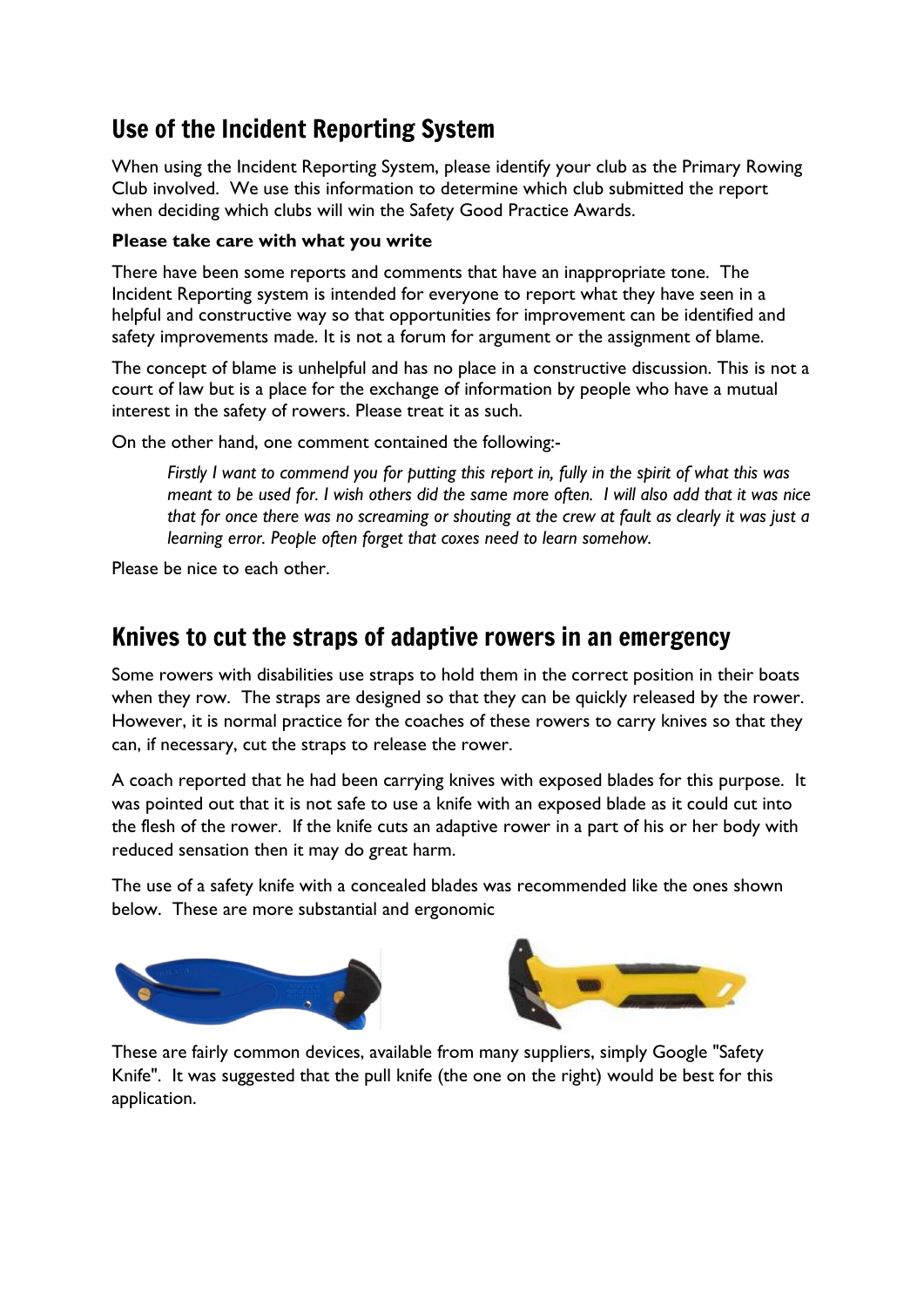## Use of the Incident Reporting System

When using the Incident Reporting System, please identify your club as the Primary Rowing Club involved. We use this information to determine which club submitted the report when deciding which clubs will win the Safety Good Practice Awards.

**Please take care with what you write**

There have been some reports and comments that have an inappropriate tone. The Incident Reporting system is intended for everyone to report what they have seen in a helpful and constructive way so that opportunities for improvement can be identified and safety improvements made. It is not a forum for argument or the assignment of blame.

The concept of blame is unhelpful and has no place in a constructive discussion. This is not a court of law but is a place for the exchange of information by people who have a mutual interest in the safety of rowers. Please treat it as such.

On the other hand, one comment contained the following:-

> *Firstly I want to commend you for putting this report in, fully in the spirit of what this was meant to be used for. I wish others did the same more often. I will also add that it was nice that for once there was no screaming or shouting at the crew at fault as clearly it was just a learning error. People often forget that coxes need to learn somehow.*

Please be nice to each other.

## Knives to cut the straps of adaptive rowers in an emergency

Some rowers with disabilities use straps to hold them in the correct position in their boats when they row. The straps are designed so that they can be quickly released by the rower. However, it is normal practice for the coaches of these rowers to carry knives so that they can, if necessary, cut the straps to release the rower.

A coach reported that he had been carrying knives with exposed blades for this purpose. It was pointed out that it is not safe to use a knife with an exposed blade as it could cut into the flesh of the rower. If the knife cuts an adaptive rower in a part of his or her body with reduced sensation then it may do great harm.

The use of a safety knife with a concealed blades was recommended like the ones shown below. These are more substantial and ergonomic

These are fairly common devices, available from many suppliers, simply Google "Safety Knife". It was suggested that the pull knife (the one on the right) would be best for this application.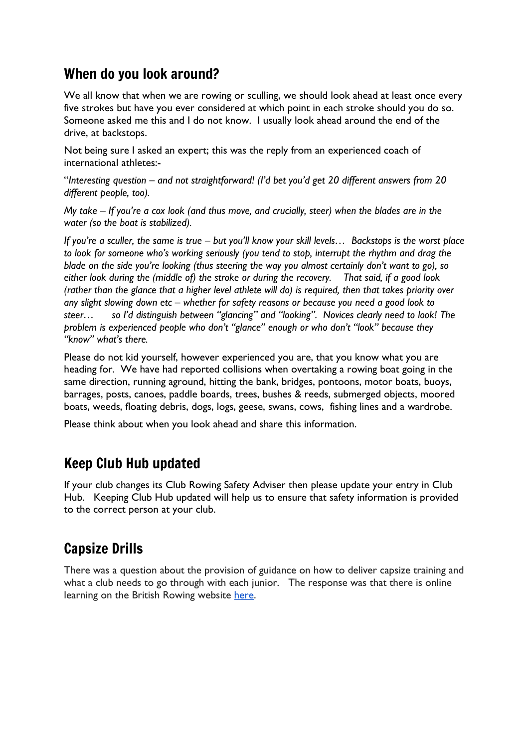## When do you look around?

We all know that when we are rowing or sculling, we should look ahead at least once every five strokes but have you ever considered at which point in each stroke should you do so. Someone asked me this and I do not know. I usually look ahead around the end of the drive, at backstops.

Not being sure I asked an expert; this was the reply from an experienced coach of international athletes:-

"*Interesting question – and not straightforward! (I'd bet you'd get 20 different answers from 20 different people, too).*

*My take – If you're a cox look (and thus move, and crucially, steer) when the blades are in the water (so the boat is stabilized).*

*If you're a sculler, the same is true – but you'll know your skill levels… Backstops is the worst place to look for someone who's working seriously (you tend to stop, interrupt the rhythm and drag the blade on the side you're looking (thus steering the way you almost certainly don't want to go), so either look during the (middle of) the stroke or during the recovery. That said, if a good look (rather than the glance that a higher level athlete will do) is required, then that takes priority over any slight slowing down etc – whether for safety reasons or because you need a good look to steer… so I'd distinguish between "glancing" and "looking". Novices clearly need to look! The problem is experienced people who don't "glance" enough or who don't "look" because they "know" what's there.*

Please do not kid yourself, however experienced you are, that you know what you are heading for. We have had reported collisions when overtaking a rowing boat going in the same direction, running aground, hitting the bank, bridges, pontoons, motor boats, buoys, barrages, posts, canoes, paddle boards, trees, bushes & reeds, submerged objects, moored boats, weeds, floating debris, dogs, logs, geese, swans, cows, fishing lines and a wardrobe.

Please think about when you look ahead and share this information.

## Keep Club Hub updated

If your club changes its Club Rowing Safety Adviser then please update your entry in Club Hub. Keeping Club Hub updated will help us to ensure that safety information is provided to the correct person at your club.

## Capsize Drills

There was a question about the provision of guidance on how to deliver capsize training and what a club needs to go through with each junior. The response was that there is online learning on the British Rowing website here.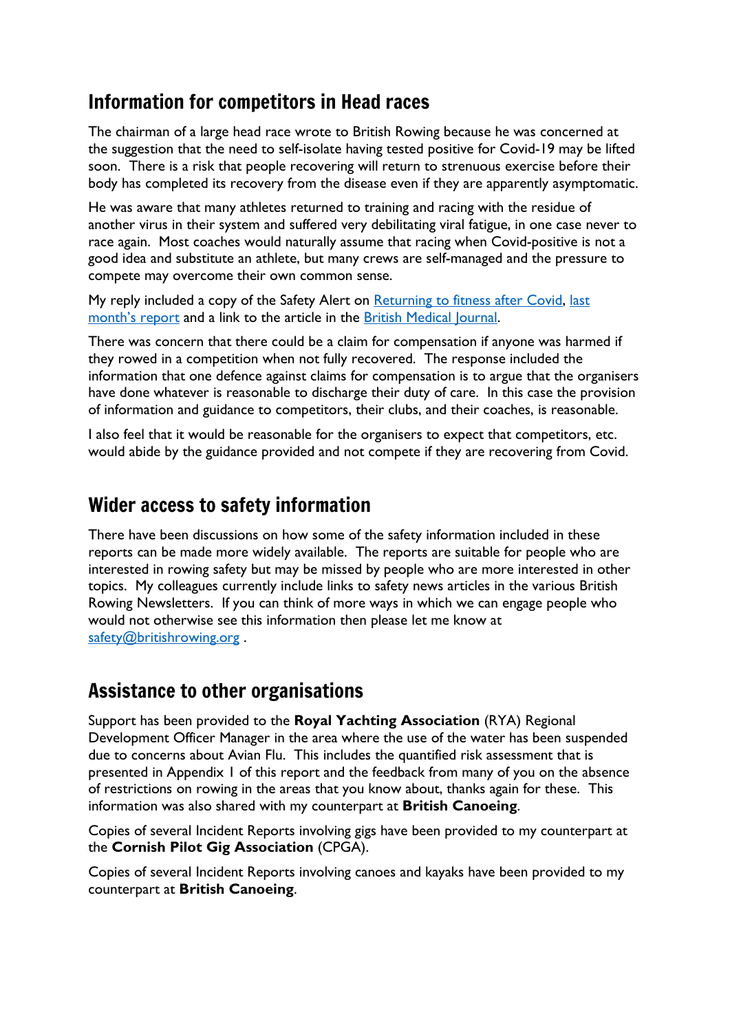## Information for competitors in Head races

The chairman of a large head race wrote to British Rowing because he was concerned at the suggestion that the need to self-isolate having tested positive for Covid-19 may be lifted soon. There is a risk that people recovering will return to strenuous exercise before their body has completed its recovery from the disease even if they are apparently asymptomatic.

He was aware that many athletes returned to training and racing with the residue of another virus in their system and suffered very debilitating viral fatigue, in one case never to race again. Most coaches would naturally assume that racing when Covid-positive is not a good idea and substitute an athlete, but many crews are self-managed and the pressure to compete may overcome their own common sense.

My reply included a copy of the Safety Alert on Returning to fitness after Covid, last month's report and a link to the article in the British Medical Journal.

There was concern that there could be a claim for compensation if anyone was harmed if they rowed in a competition when not fully recovered. The response included the information that one defence against claims for compensation is to argue that the organisers have done whatever is reasonable to discharge their duty of care. In this case the provision of information and guidance to competitors, their clubs, and their coaches, is reasonable.

I also feel that it would be reasonable for the organisers to expect that competitors, etc. would abide by the guidance provided and not compete if they are recovering from Covid.

## Wider access to safety information

There have been discussions on how some of the safety information included in these reports can be made more widely available. The reports are suitable for people who are interested in rowing safety but may be missed by people who are more interested in other topics. My colleagues currently include links to safety news articles in the various British Rowing Newsletters. If you can think of more ways in which we can engage people who would not otherwise see this information then please let me know at safety@britishrowing.org .

## Assistance to other organisations

Support has been provided to the **Royal Yachting Association** (RYA) Regional Development Officer Manager in the area where the use of the water has been suspended due to concerns about Avian Flu. This includes the quantified risk assessment that is presented in Appendix 1 of this report and the feedback from many of you on the absence of restrictions on rowing in the areas that you know about, thanks again for these. This information was also shared with my counterpart at **British Canoeing**.

Copies of several Incident Reports involving gigs have been provided to my counterpart at the **Cornish Pilot Gig Association** (CPGA).

Copies of several Incident Reports involving canoes and kayaks have been provided to my counterpart at **British Canoeing**.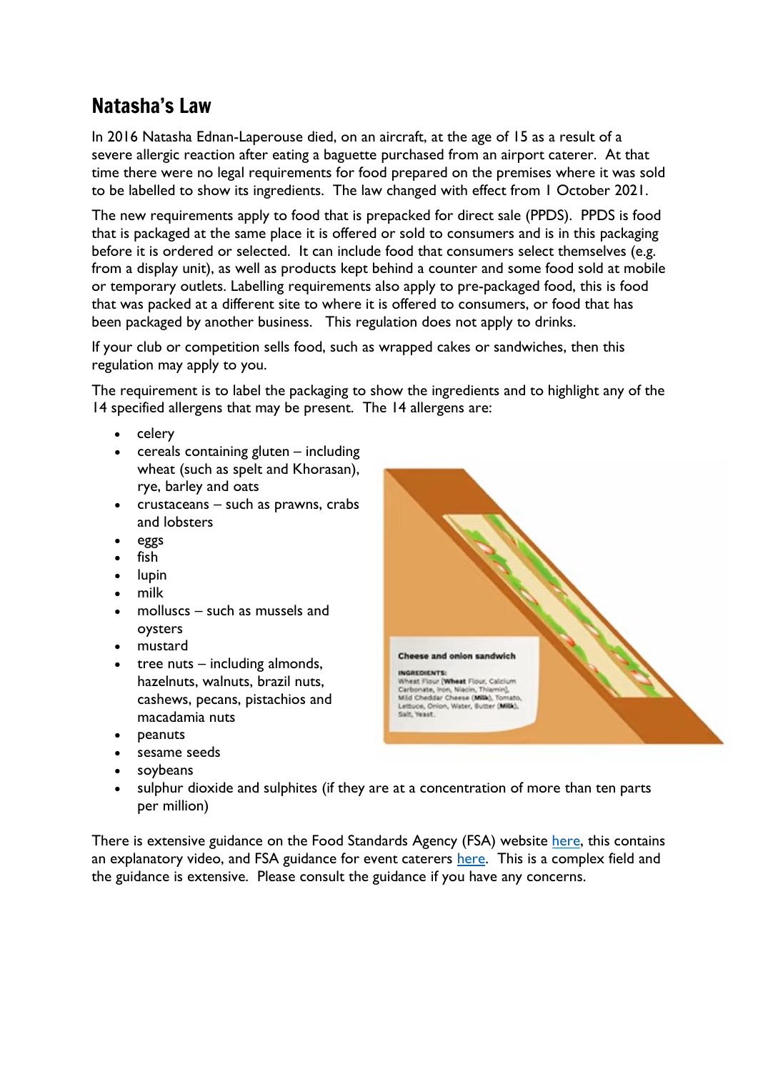## Natasha's Law

In 2016 Natasha Ednan-Laperouse died, on an aircraft, at the age of 15 as a result of a severe allergic reaction after eating a baguette purchased from an airport caterer. At that time there were no legal requirements for food prepared on the premises where it was sold to be labelled to show its ingredients. The law changed with effect from 1 October 2021.

The new requirements apply to food that is prepacked for direct sale (PPDS). PPDS is food that is packaged at the same place it is offered or sold to consumers and is in this packaging before it is ordered or selected. It can include food that consumers select themselves (e.g. from a display unit), as well as products kept behind a counter and some food sold at mobile or temporary outlets. Labelling requirements also apply to pre-packaged food, this is food that was packed at a different site to where it is offered to consumers, or food that has been packaged by another business. This regulation does not apply to drinks.

If your club or competition sells food, such as wrapped cakes or sandwiches, then this regulation may apply to you.

The requirement is to label the packaging to show the ingredients and to highlight any of the 14 specified allergens that may be present. The 14 allergens are:

- celery
- cereals containing gluten – including wheat (such as spelt and Khorasan), rye, barley and oats
- crustaceans – such as prawns, crabs and lobsters
- eggs
- fish
- lupin
- milk
- molluscs – such as mussels and oysters
- mustard
- tree nuts – including almonds, hazelnuts, walnuts, brazil nuts, cashews, pecans, pistachios and macadamia nuts
- peanuts
- sesame seeds
- soybeans
- sulphur dioxide and sulphites (if they are at a concentration of more than ten parts per million)

There is extensive guidance on the Food Standards Agency (FSA) website here, this contains an explanatory video, and FSA guidance for event caterers here. This is a complex field and the guidance is extensive. Please consult the guidance if you have any concerns.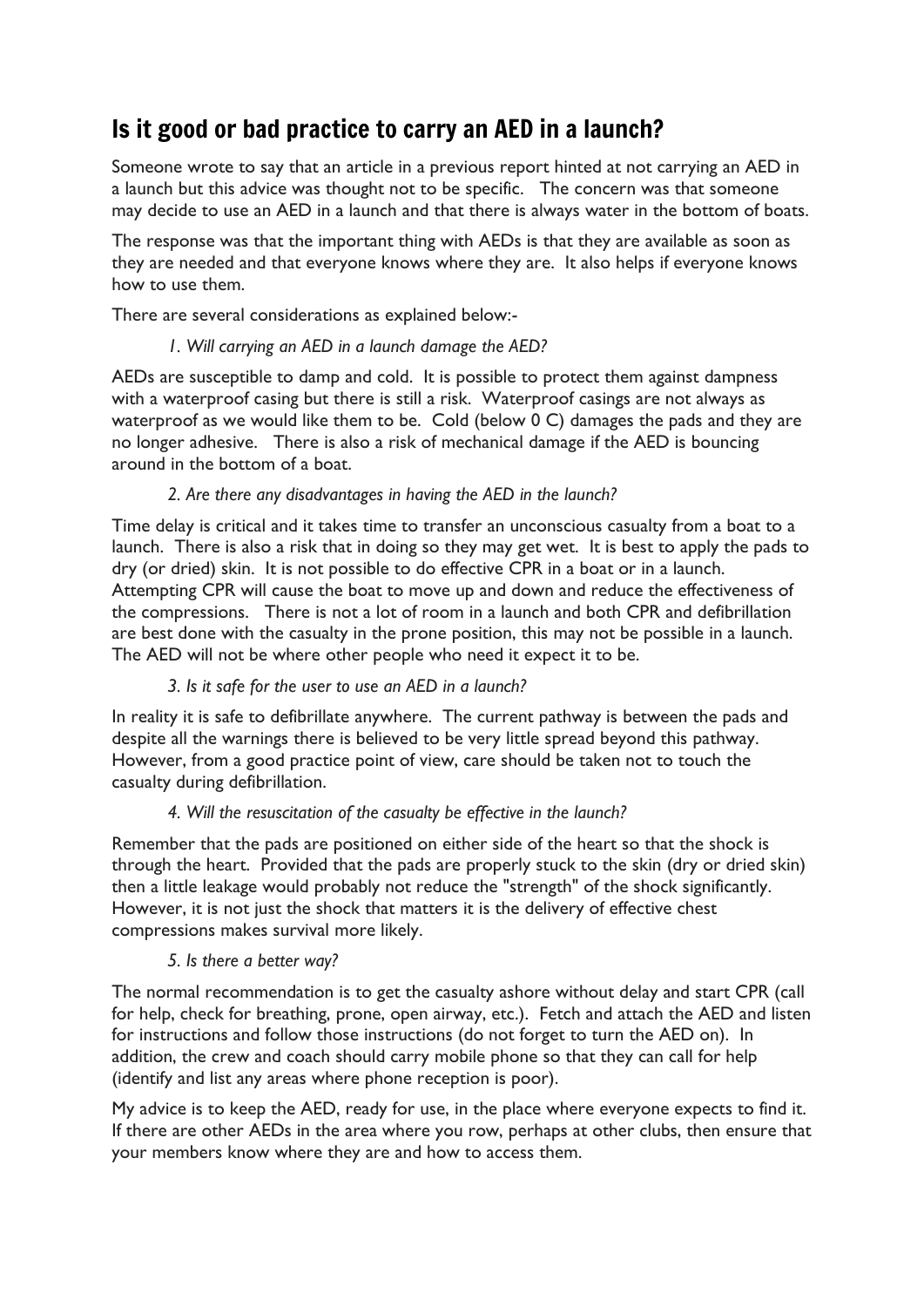## Is it good or bad practice to carry an AED in a launch?

Someone wrote to say that an article in a previous report hinted at not carrying an AED in a launch but this advice was thought not to be specific. The concern was that someone may decide to use an AED in a launch and that there is always water in the bottom of boats.

The response was that the important thing with AEDs is that they are available as soon as they are needed and that everyone knows where they are. It also helps if everyone knows how to use them.

There are several considerations as explained below:-

*1. Will carrying an AED in a launch damage the AED?*

AEDs are susceptible to damp and cold. It is possible to protect them against dampness with a waterproof casing but there is still a risk. Waterproof casings are not always as waterproof as we would like them to be. Cold (below 0 C) damages the pads and they are no longer adhesive. There is also a risk of mechanical damage if the AED is bouncing around in the bottom of a boat.

*2. Are there any disadvantages in having the AED in the launch?*

Time delay is critical and it takes time to transfer an unconscious casualty from a boat to a launch. There is also a risk that in doing so they may get wet. It is best to apply the pads to dry (or dried) skin. It is not possible to do effective CPR in a boat or in a launch. Attempting CPR will cause the boat to move up and down and reduce the effectiveness of the compressions. There is not a lot of room in a launch and both CPR and defibrillation are best done with the casualty in the prone position, this may not be possible in a launch. The AED will not be where other people who need it expect it to be.

*3. Is it safe for the user to use an AED in a launch?*

In reality it is safe to defibrillate anywhere. The current pathway is between the pads and despite all the warnings there is believed to be very little spread beyond this pathway. However, from a good practice point of view, care should be taken not to touch the casualty during defibrillation.

*4. Will the resuscitation of the casualty be effective in the launch?*

Remember that the pads are positioned on either side of the heart so that the shock is through the heart. Provided that the pads are properly stuck to the skin (dry or dried skin) then a little leakage would probably not reduce the "strength" of the shock significantly. However, it is not just the shock that matters it is the delivery of effective chest compressions makes survival more likely.

*5. Is there a better way?*

The normal recommendation is to get the casualty ashore without delay and start CPR (call for help, check for breathing, prone, open airway, etc.). Fetch and attach the AED and listen for instructions and follow those instructions (do not forget to turn the AED on). In addition, the crew and coach should carry mobile phone so that they can call for help (identify and list any areas where phone reception is poor).

My advice is to keep the AED, ready for use, in the place where everyone expects to find it. If there are other AEDs in the area where you row, perhaps at other clubs, then ensure that your members know where they are and how to access them.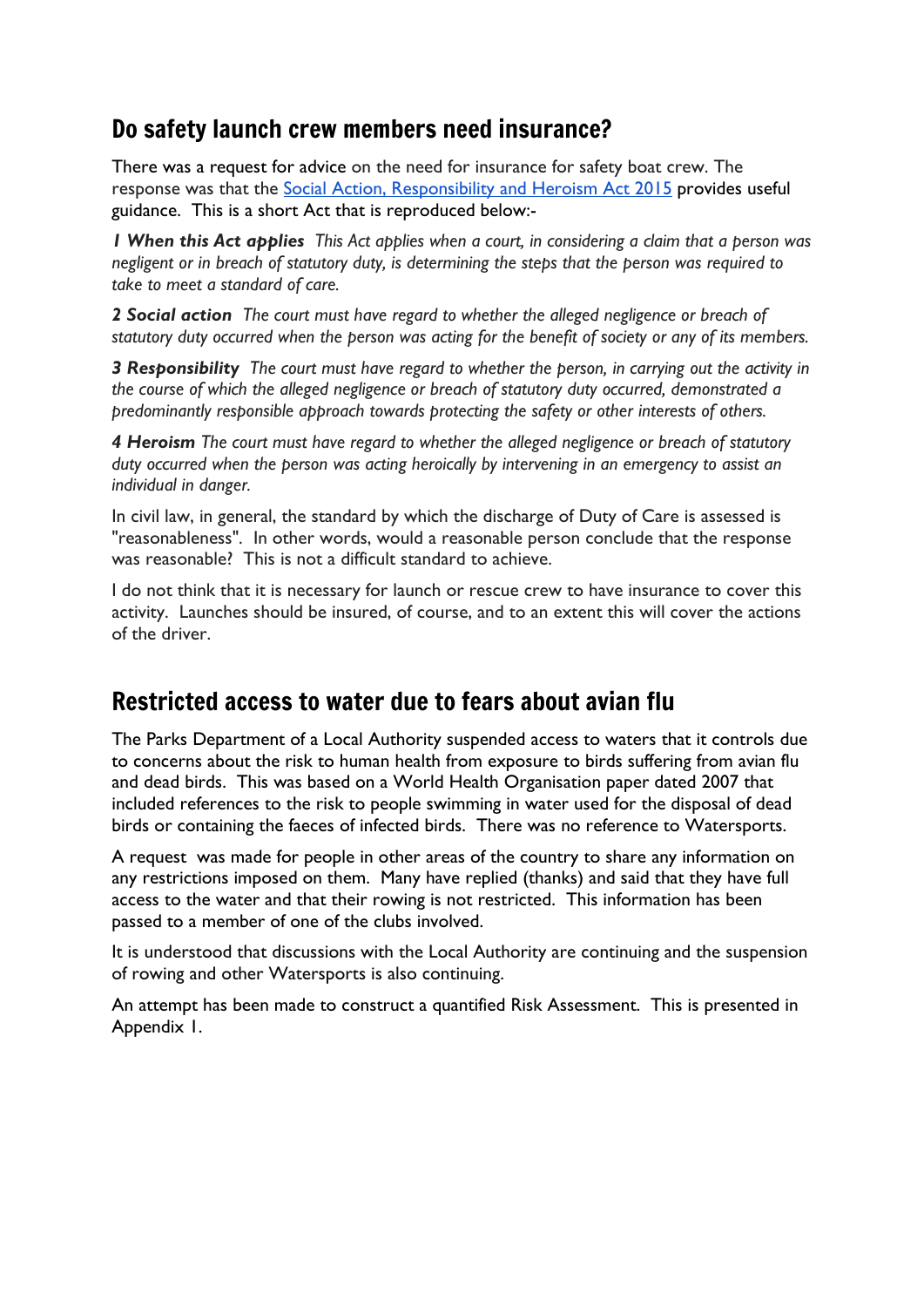## Do safety launch crew members need insurance?

There was a request for advice on the need for insurance for safety boat crew. The response was that the [Social Action, Responsibility and Heroism Act 2015](#) provides useful guidance. This is a short Act that is reproduced below:-

***1 When this Act applies*** *This Act applies when a court, in considering a claim that a person was negligent or in breach of statutory duty, is determining the steps that the person was required to take to meet a standard of care.*

***2 Social action*** *The court must have regard to whether the alleged negligence or breach of statutory duty occurred when the person was acting for the benefit of society or any of its members.*

***3 Responsibility*** *The court must have regard to whether the person, in carrying out the activity in the course of which the alleged negligence or breach of statutory duty occurred, demonstrated a predominantly responsible approach towards protecting the safety or other interests of others.*

***4 Heroism*** *The court must have regard to whether the alleged negligence or breach of statutory duty occurred when the person was acting heroically by intervening in an emergency to assist an individual in danger.*

In civil law, in general, the standard by which the discharge of Duty of Care is assessed is "reasonableness". In other words, would a reasonable person conclude that the response was reasonable? This is not a difficult standard to achieve.

I do not think that it is necessary for launch or rescue crew to have insurance to cover this activity. Launches should be insured, of course, and to an extent this will cover the actions of the driver.

## Restricted access to water due to fears about avian flu

The Parks Department of a Local Authority suspended access to waters that it controls due to concerns about the risk to human health from exposure to birds suffering from avian flu and dead birds. This was based on a World Health Organisation paper dated 2007 that included references to the risk to people swimming in water used for the disposal of dead birds or containing the faeces of infected birds. There was no reference to Watersports.

A request was made for people in other areas of the country to share any information on any restrictions imposed on them. Many have replied (thanks) and said that they have full access to the water and that their rowing is not restricted. This information has been passed to a member of one of the clubs involved.

It is understood that discussions with the Local Authority are continuing and the suspension of rowing and other Watersports is also continuing.

An attempt has been made to construct a quantified Risk Assessment. This is presented in Appendix 1.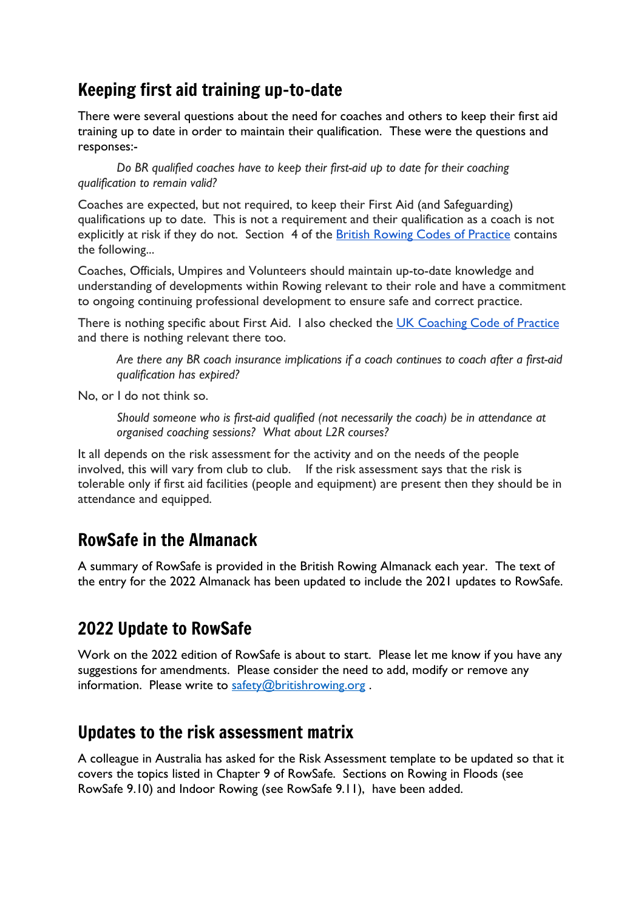## Keeping first aid training up-to-date

There were several questions about the need for coaches and others to keep their first aid training up to date in order to maintain their qualification. These were the questions and responses:-

> *Do BR qualified coaches have to keep their first-aid up to date for their coaching qualification to remain valid?*

Coaches are expected, but not required, to keep their First Aid (and Safeguarding) qualifications up to date. This is not a requirement and their qualification as a coach is not explicitly at risk if they do not. Section 4 of the [British Rowing Codes of Practice]() contains the following...

Coaches, Officials, Umpires and Volunteers should maintain up-to-date knowledge and understanding of developments within Rowing relevant to their role and have a commitment to ongoing continuing professional development to ensure safe and correct practice.

There is nothing specific about First Aid. I also checked the [UK Coaching Code of Practice]() and there is nothing relevant there too.

> *Are there any BR coach insurance implications if a coach continues to coach after a first-aid qualification has expired?*

No, or I do not think so.

> *Should someone who is first-aid qualified (not necessarily the coach) be in attendance at organised coaching sessions? What about L2R courses?*

It all depends on the risk assessment for the activity and on the needs of the people involved, this will vary from club to club. If the risk assessment says that the risk is tolerable only if first aid facilities (people and equipment) are present then they should be in attendance and equipped.

## RowSafe in the Almanack

A summary of RowSafe is provided in the British Rowing Almanack each year. The text of the entry for the 2022 Almanack has been updated to include the 2021 updates to RowSafe.

## 2022 Update to RowSafe

Work on the 2022 edition of RowSafe is about to start. Please let me know if you have any suggestions for amendments. Please consider the need to add, modify or remove any information. Please write to [safety@britishrowing.org](mailto:safety@britishrowing.org) .

## Updates to the risk assessment matrix

A colleague in Australia has asked for the Risk Assessment template to be updated so that it covers the topics listed in Chapter 9 of RowSafe. Sections on Rowing in Floods (see RowSafe 9.10) and Indoor Rowing (see RowSafe 9.11), have been added.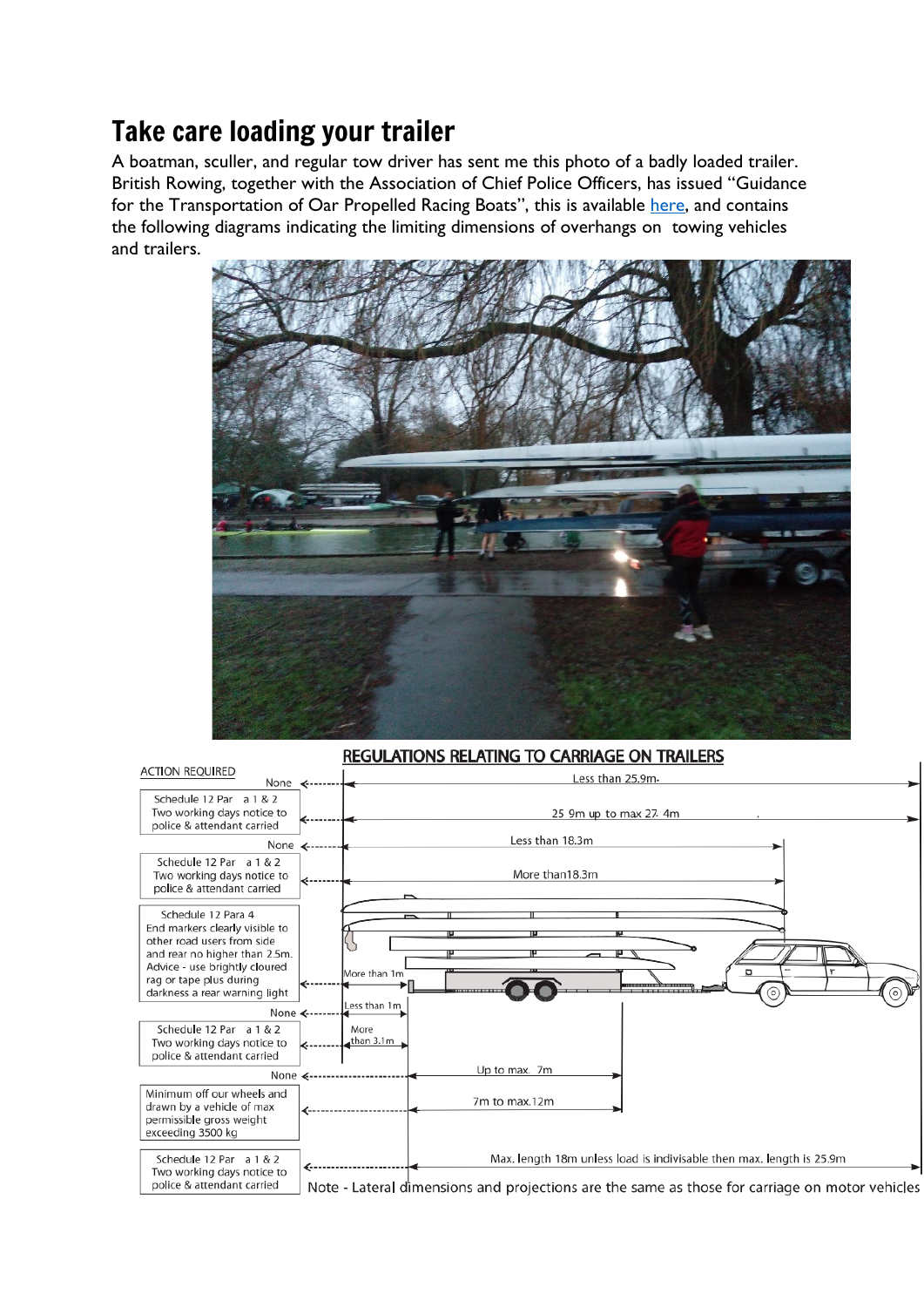## Take care loading your trailer

A boatman, sculler, and regular tow driver has sent me this photo of a badly loaded trailer. British Rowing, together with the Association of Chief Police Officers, has issued "Guidance for the Transportation of Oar Propelled Racing Boats", this is available here, and contains the following diagrams indicating the limiting dimensions of overhangs on towing vehicles and trailers.

### REGULATIONS RELATING TO CARRIAGE ON TRAILERS

| ACTION REQUIRED | Dimension |
|---|---|
| None | Less than 25.9m |
| Schedule 12 Par a 1 & 2 Two working days notice to police & attendant carried | 25 9m up to max 27. 4m |
| None | Less than 18.3m |
| Schedule 12 Par a 1 & 2 Two working days notice to police & attendant carried | More than18.3m |
| Schedule 12 Para 4 End markers clearly visible to other road users from side and rear no higher than 2.5m. Advice - use brightly cloured rag or tape plus during darkness a rear warning light | More than 1m |
| None | Less than 1m |
| Schedule 12 Par a 1 & 2 Two working days notice to police & attendant carried | More than 3.1m |
| None | Up to max. 7m |
| Minimum off our wheels and drawn by a vehicle of max permissible gross weight exceeding 3500 kg | 7m to max.12m |
| Schedule 12 Par a 1 & 2 Two working days notice to police & attendant carried | Max. length 18m unless load is indivisable then max. length is 25.9m |

Note - Lateral dimensions and projections are the same as those for carriage on motor vehicles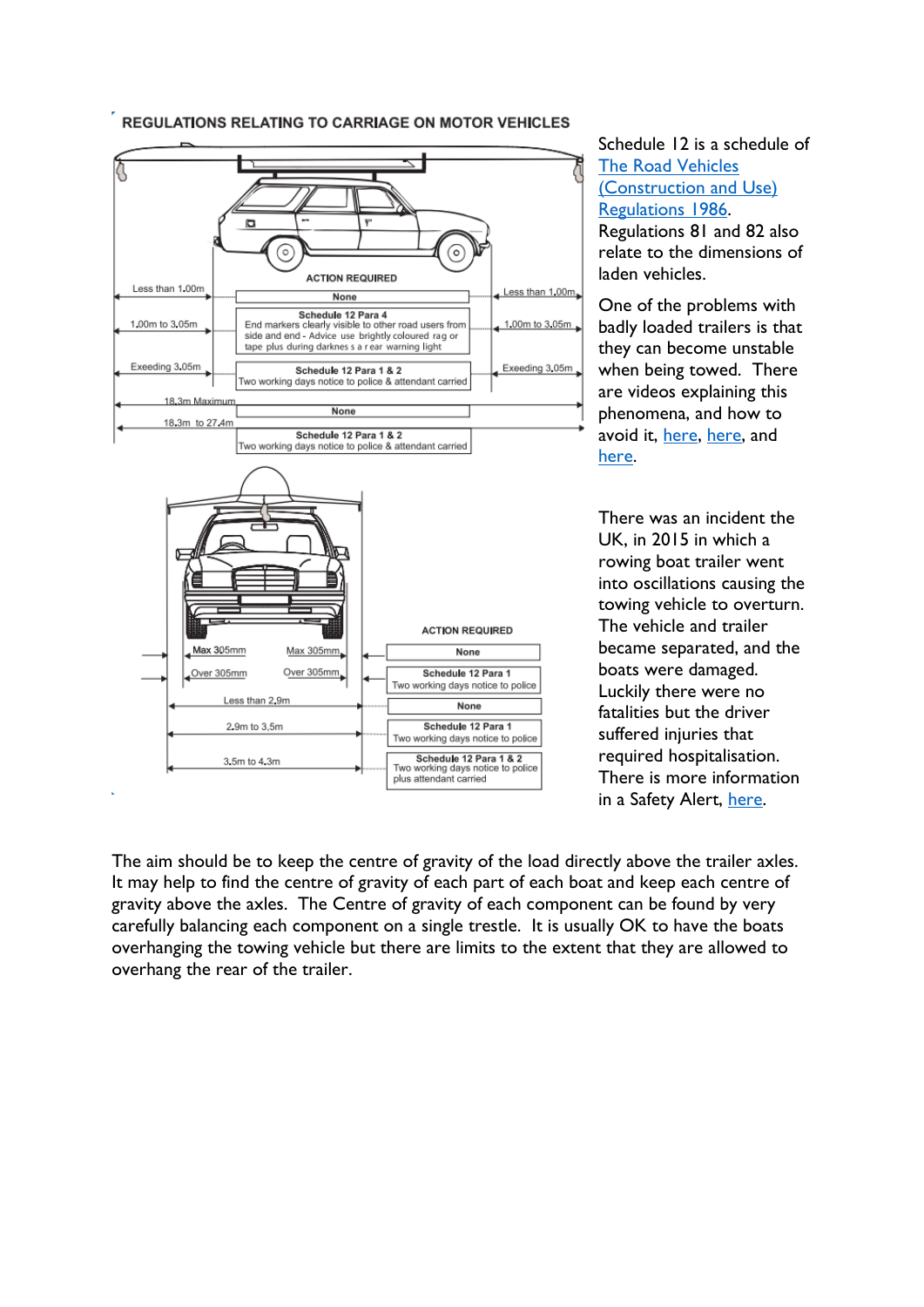## REGULATIONS RELATING TO CARRIAGE ON MOTOR VEHICLES

| Front overhang | ACTION REQUIRED | Rear overhang |
|---|---|---|
| Less than 1.00m | None | Less than 1.00m |
| 1.00m to 3.05m | Schedule 12 Para 4<br>End markers clearly visible to other road users from side and end - Advice use brightly coloured rag or tape plus during darkness a rear warning light | 1.00m to 3.05m |
| Exeeding 3.05m | Schedule 12 Para 1 & 2<br>Two working days notice to police & attendant carried | Exeeding 3.05m |

| Length | ACTION REQUIRED |
|---|---|
| 18.3m Maximum | None |
| 18.3m to 27.4m | Schedule 12 Para 1 & 2<br>Two working days notice to police & attendant carried |

| Width | ACTION REQUIRED |
|---|---|
| Max 305mm / Max 305mm | None |
| Over 305mm / Over 305mm | Schedule 12 Para 1<br>Two working days notice to police |
| Less than 2.9m | None |
| 2.9m to 3.5m | Schedule 12 Para 1<br>Two working days notice to police |
| 3.5m to 4.3m | Schedule 12 Para 1 & 2<br>Two working days notice to police plus attendant carried |

Schedule 12 is a schedule of The Road Vehicles (Construction and Use) Regulations 1986. Regulations 81 and 82 also relate to the dimensions of laden vehicles.

One of the problems with badly loaded trailers is that they can become unstable when being towed. There are videos explaining this phenomena, and how to avoid it, here, here, and here.

There was an incident the UK, in 2015 in which a rowing boat trailer went into oscillations causing the towing vehicle to overturn. The vehicle and trailer became separated, and the boats were damaged. Luckily there were no fatalities but the driver suffered injuries that required hospitalisation. There is more information in a Safety Alert, here.

The aim should be to keep the centre of gravity of the load directly above the trailer axles. It may help to find the centre of gravity of each part of each boat and keep each centre of gravity above the axles. The Centre of gravity of each component can be found by very carefully balancing each component on a single trestle. It is usually OK to have the boats overhanging the towing vehicle but there are limits to the extent that they are allowed to overhang the rear of the trailer.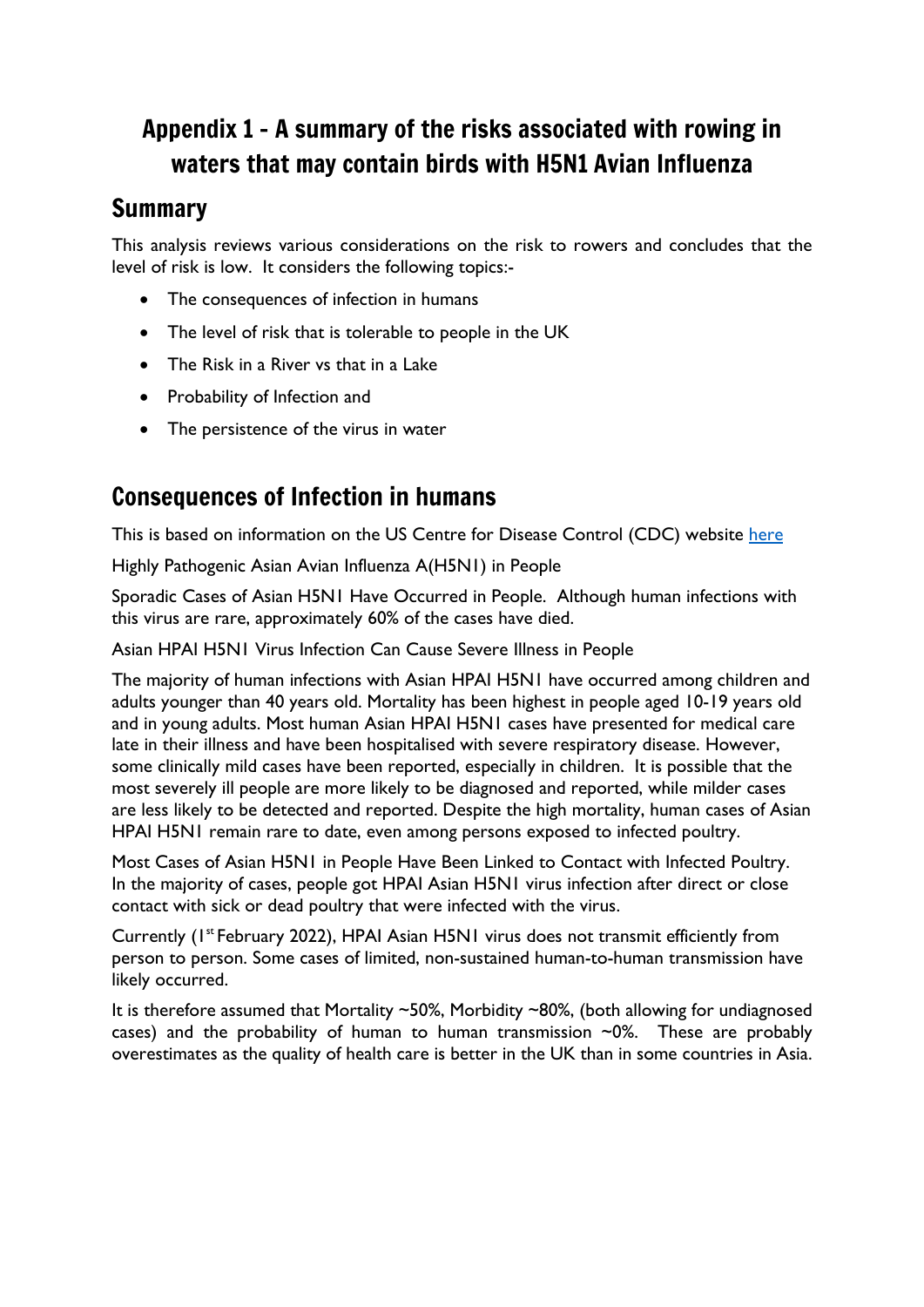# Appendix 1 - A summary of the risks associated with rowing in waters that may contain birds with H5N1 Avian Influenza

## Summary

This analysis reviews various considerations on the risk to rowers and concludes that the level of risk is low. It considers the following topics:-

- The consequences of infection in humans
- The level of risk that is tolerable to people in the UK
- The Risk in a River vs that in a Lake
- Probability of Infection and
- The persistence of the virus in water

## Consequences of Infection in humans

This is based on information on the US Centre for Disease Control (CDC) website [here]

Highly Pathogenic Asian Avian Influenza A(H5N1) in People

Sporadic Cases of Asian H5N1 Have Occurred in People. Although human infections with this virus are rare, approximately 60% of the cases have died.

Asian HPAI H5N1 Virus Infection Can Cause Severe Illness in People

The majority of human infections with Asian HPAI H5N1 have occurred among children and adults younger than 40 years old. Mortality has been highest in people aged 10-19 years old and in young adults. Most human Asian HPAI H5N1 cases have presented for medical care late in their illness and have been hospitalised with severe respiratory disease. However, some clinically mild cases have been reported, especially in children. It is possible that the most severely ill people are more likely to be diagnosed and reported, while milder cases are less likely to be detected and reported. Despite the high mortality, human cases of Asian HPAI H5N1 remain rare to date, even among persons exposed to infected poultry.

Most Cases of Asian H5N1 in People Have Been Linked to Contact with Infected Poultry. In the majority of cases, people got HPAI Asian H5N1 virus infection after direct or close contact with sick or dead poultry that were infected with the virus.

Currently (1st February 2022), HPAI Asian H5N1 virus does not transmit efficiently from person to person. Some cases of limited, non-sustained human-to-human transmission have likely occurred.

It is therefore assumed that Mortality ~50%, Morbidity ~80%, (both allowing for undiagnosed cases) and the probability of human to human transmission ~0%. These are probably overestimates as the quality of health care is better in the UK than in some countries in Asia.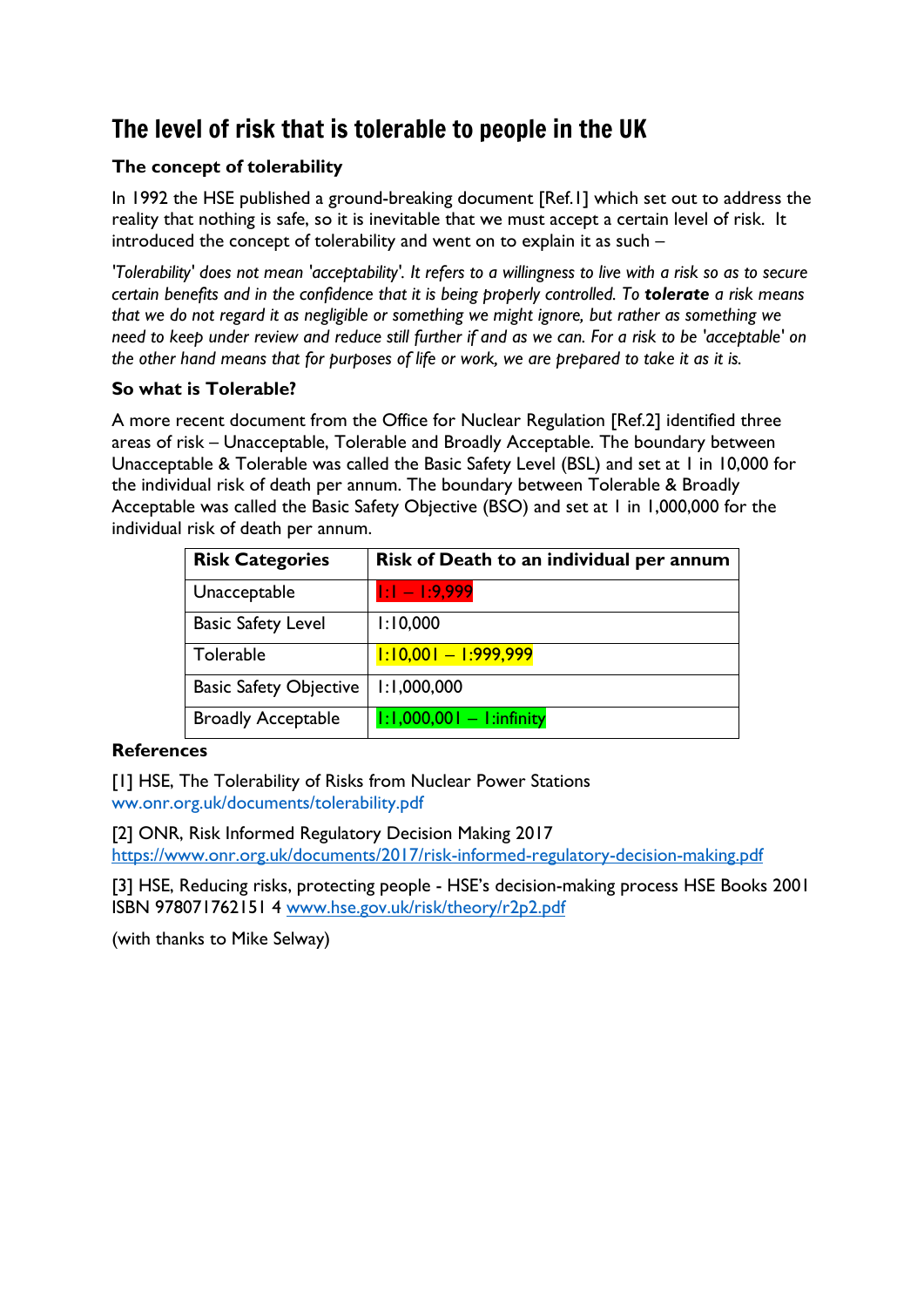# The level of risk that is tolerable to people in the UK

**The concept of tolerability**

In 1992 the HSE published a ground-breaking document [Ref.1] which set out to address the reality that nothing is safe, so it is inevitable that we must accept a certain level of risk. It introduced the concept of tolerability and went on to explain it as such –

*'Tolerability' does not mean 'acceptability'. It refers to a willingness to live with a risk so as to secure certain benefits and in the confidence that it is being properly controlled. To **tolerate** a risk means that we do not regard it as negligible or something we might ignore, but rather as something we need to keep under review and reduce still further if and as we can. For a risk to be 'acceptable' on the other hand means that for purposes of life or work, we are prepared to take it as it is.*

**So what is Tolerable?**

A more recent document from the Office for Nuclear Regulation [Ref.2] identified three areas of risk – Unacceptable, Tolerable and Broadly Acceptable. The boundary between Unacceptable & Tolerable was called the Basic Safety Level (BSL) and set at 1 in 10,000 for the individual risk of death per annum. The boundary between Tolerable & Broadly Acceptable was called the Basic Safety Objective (BSO) and set at 1 in 1,000,000 for the individual risk of death per annum.

| Risk Categories | Risk of Death to an individual per annum |
|---|---|
| Unacceptable | 1:1 – 1:9,999 |
| Basic Safety Level | 1:10,000 |
| Tolerable | 1:10,001 – 1:999,999 |
| Basic Safety Objective | 1:1,000,000 |
| Broadly Acceptable | 1:1,000,001 – 1:infinity |

**References**

[1] HSE, The Tolerability of Risks from Nuclear Power Stations
ww.onr.org.uk/documents/tolerability.pdf

[2] ONR, Risk Informed Regulatory Decision Making 2017
https://www.onr.org.uk/documents/2017/risk-informed-regulatory-decision-making.pdf

[3] HSE, Reducing risks, protecting people - HSE's decision-making process HSE Books 2001 ISBN 978071762151 4 www.hse.gov.uk/risk/theory/r2p2.pdf

(with thanks to Mike Selway)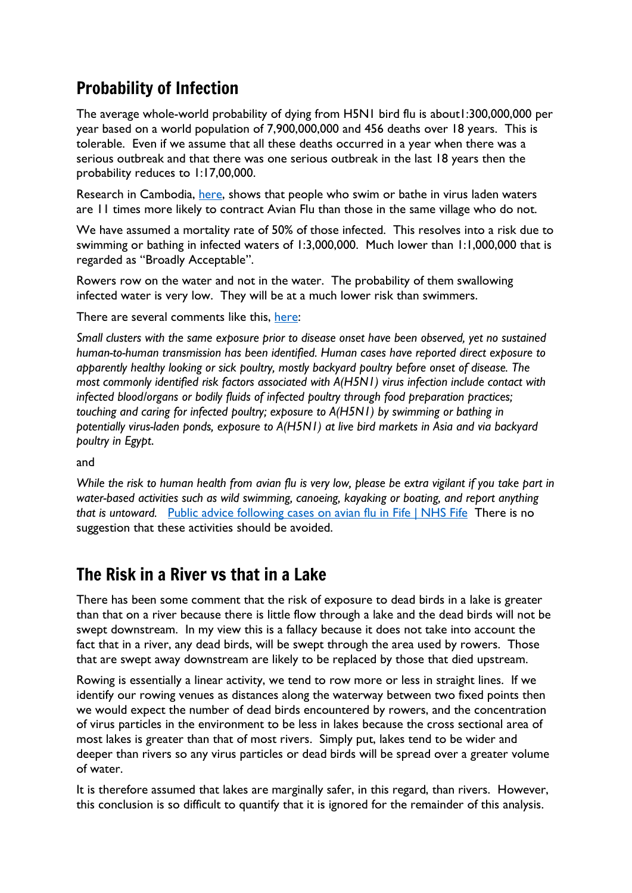## Probability of Infection

The average whole-world probability of dying from H5N1 bird flu is about1:300,000,000 per year based on a world population of 7,900,000,000 and 456 deaths over 18 years. This is tolerable. Even if we assume that all these deaths occurred in a year when there was a serious outbreak and that there was one serious outbreak in the last 18 years then the probability reduces to 1:17,00,000.

Research in Cambodia, [here](), shows that people who swim or bathe in virus laden waters are 11 times more likely to contract Avian Flu than those in the same village who do not.

We have assumed a mortality rate of 50% of those infected. This resolves into a risk due to swimming or bathing in infected waters of 1:3,000,000. Much lower than 1:1,000,000 that is regarded as "Broadly Acceptable".

Rowers row on the water and not in the water. The probability of them swallowing infected water is very low. They will be at a much lower risk than swimmers.

There are several comments like this, [here]():

*Small clusters with the same exposure prior to disease onset have been observed, yet no sustained human-to-human transmission has been identified. Human cases have reported direct exposure to apparently healthy looking or sick poultry, mostly backyard poultry before onset of disease. The most commonly identified risk factors associated with A(H5N1) virus infection include contact with infected blood/organs or bodily fluids of infected poultry through food preparation practices; touching and caring for infected poultry; exposure to A(H5N1) by swimming or bathing in potentially virus-laden ponds, exposure to A(H5N1) at live bird markets in Asia and via backyard poultry in Egypt.*

and

*While the risk to human health from avian flu is very low, please be extra vigilant if you take part in water-based activities such as wild swimming, canoeing, kayaking or boating, and report anything that is untoward.* [Public advice following cases on avian flu in Fife | NHS Fife]() There is no suggestion that these activities should be avoided.

## The Risk in a River vs that in a Lake

There has been some comment that the risk of exposure to dead birds in a lake is greater than that on a river because there is little flow through a lake and the dead birds will not be swept downstream. In my view this is a fallacy because it does not take into account the fact that in a river, any dead birds, will be swept through the area used by rowers. Those that are swept away downstream are likely to be replaced by those that died upstream.

Rowing is essentially a linear activity, we tend to row more or less in straight lines. If we identify our rowing venues as distances along the waterway between two fixed points then we would expect the number of dead birds encountered by rowers, and the concentration of virus particles in the environment to be less in lakes because the cross sectional area of most lakes is greater than that of most rivers. Simply put, lakes tend to be wider and deeper than rivers so any virus particles or dead birds will be spread over a greater volume of water.

It is therefore assumed that lakes are marginally safer, in this regard, than rivers. However, this conclusion is so difficult to quantify that it is ignored for the remainder of this analysis.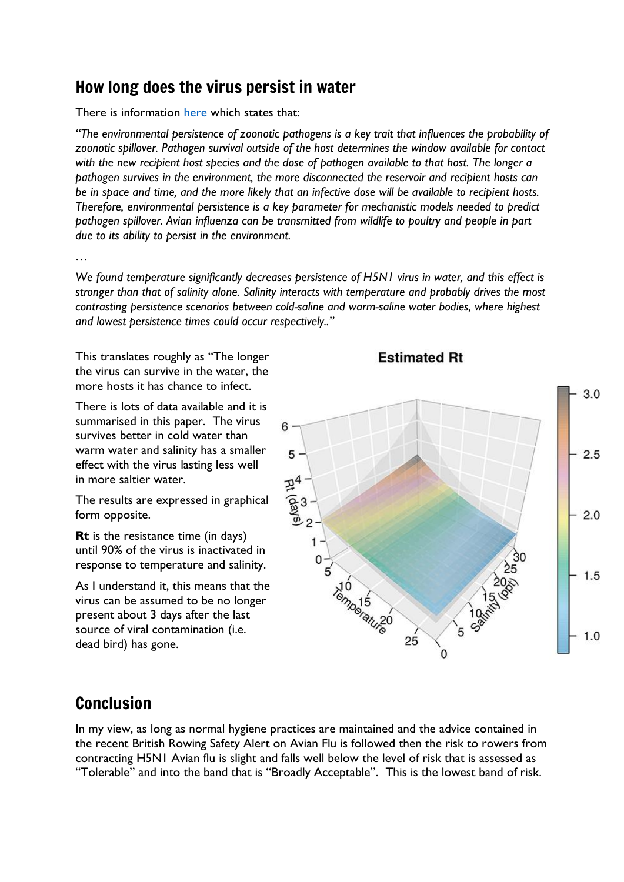## How long does the virus persist in water

There is information here which states that:

*"The environmental persistence of zoonotic pathogens is a key trait that influences the probability of zoonotic spillover. Pathogen survival outside of the host determines the window available for contact with the new recipient host species and the dose of pathogen available to that host. The longer a pathogen survives in the environment, the more disconnected the reservoir and recipient hosts can be in space and time, and the more likely that an infective dose will be available to recipient hosts. Therefore, environmental persistence is a key parameter for mechanistic models needed to predict pathogen spillover. Avian influenza can be transmitted from wildlife to poultry and people in part due to its ability to persist in the environment.*

…

*We found temperature significantly decreases persistence of H5N1 virus in water, and this effect is stronger than that of salinity alone. Salinity interacts with temperature and probably drives the most contrasting persistence scenarios between cold-saline and warm-saline water bodies, where highest and lowest persistence times could occur respectively.."*

This translates roughly as "The longer the virus can survive in the water, the more hosts it has chance to infect.

There is lots of data available and it is summarised in this paper. The virus survives better in cold water than warm water and salinity has a smaller effect with the virus lasting less well in more saltier water.

The results are expressed in graphical form opposite.

**Rt** is the resistance time (in days) until 90% of the virus is inactivated in response to temperature and salinity.

As I understand it, this means that the virus can be assumed to be no longer present about 3 days after the last source of viral contamination (i.e. dead bird) has gone.

Estimated Rt

Rt (days)
0
1
2
3
4
5
6

Temperature
5
10
15
20
25

Salinity (ppt)
0
5
10
15
20
25
30

3.0
2.5
2.0
1.5
1.0

## Conclusion

In my view, as long as normal hygiene practices are maintained and the advice contained in the recent British Rowing Safety Alert on Avian Flu is followed then the risk to rowers from contracting H5N1 Avian flu is slight and falls well below the level of risk that is assessed as "Tolerable" and into the band that is "Broadly Acceptable". This is the lowest band of risk.